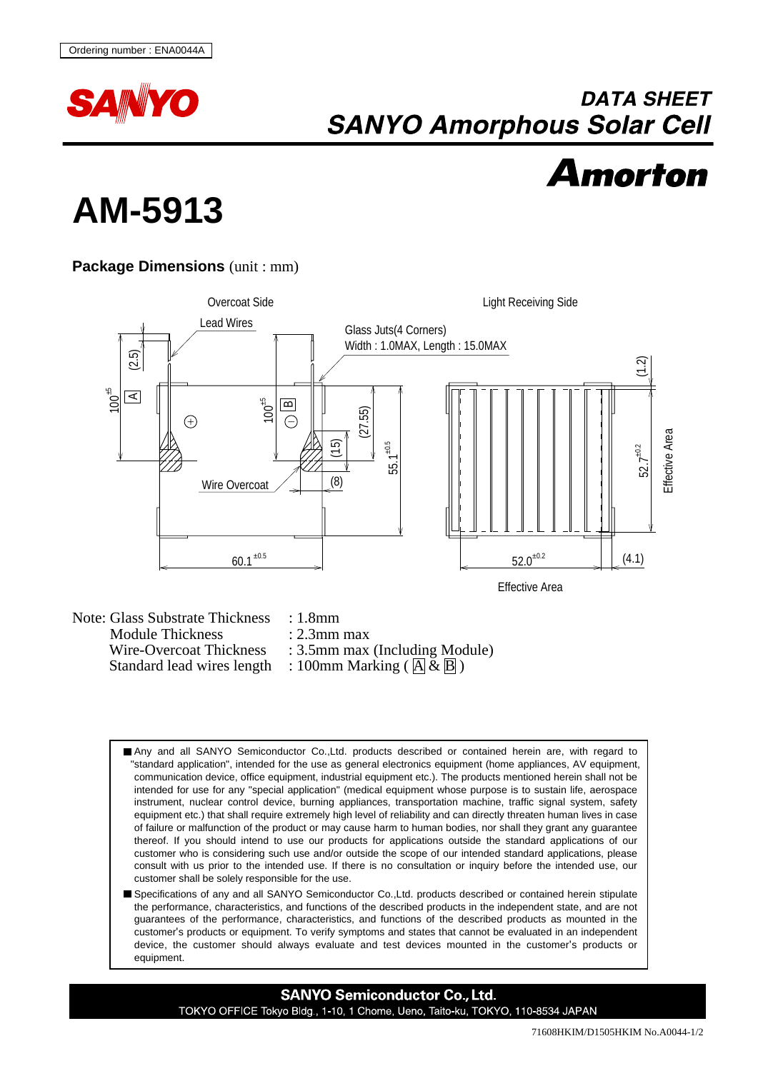Ordering number : ENA0044A

SANYO

# DATA SHEET
# SANYO Amorphous Solar Cell

**Amorton**

# AM-5913

## Package Dimensions (unit : mm)

Overcoat Side

Light Receiving Side

Lead Wires

Glass Juts(4 Corners)
Width : 1.0MAX, Length : 15.0MAX

(2.5)

$100^{\pm5}$ A

$100^{\pm5}$ B

(27.55)

(15)

$55.1^{\pm0.5}$

(8)

Wire Overcoat

$60.1^{\pm0.5}$

(1.2)

$52.7^{\pm0.2}$

Effective Area

$52.0^{\pm0.2}$

(4.1)

Effective Area

| Note: Glass Substrate Thickness | : 1.8mm |
|---|---|
| Module Thickness | : 2.3mm max |
| Wire-Overcoat Thickness | : 3.5mm max (Including Module) |
| Standard lead wires length | : 100mm Marking ( A & B ) |

- Any and all SANYO Semiconductor Co.,Ltd. products described or contained herein are, with regard to "standard application", intended for the use as general electronics equipment (home appliances, AV equipment, communication device, office equipment, industrial equipment etc.). The products mentioned herein shall not be intended for use for any "special application" (medical equipment whose purpose is to sustain life, aerospace instrument, nuclear control device, burning appliances, transportation machine, traffic signal system, safety equipment etc.) that shall require extremely high level of reliability and can directly threaten human lives in case of failure or malfunction of the product or may cause harm to human bodies, nor shall they grant any guarantee thereof. If you should intend to use our products for applications outside the standard applications of our customer who is considering such use and/or outside the scope of our intended standard applications, please consult with us prior to the intended use. If there is no consultation or inquiry before the intended use, our customer shall be solely responsible for the use.
- Specifications of any and all SANYO Semiconductor Co.,Ltd. products described or contained herein stipulate the performance, characteristics, and functions of the described products in the independent state, and are not guarantees of the performance, characteristics, and functions of the described products as mounted in the customer's products or equipment. To verify symptoms and states that cannot be evaluated in an independent device, the customer should always evaluate and test devices mounted in the customer's products or equipment.

**SANYO Semiconductor Co., Ltd.**
TOKYO OFFICE Tokyo Bldg., 1-10, 1 Chome, Ueno, Taito-ku, TOKYO, 110-8534 JAPAN

71608HKIM/D1505HKIM No.A0044-1/2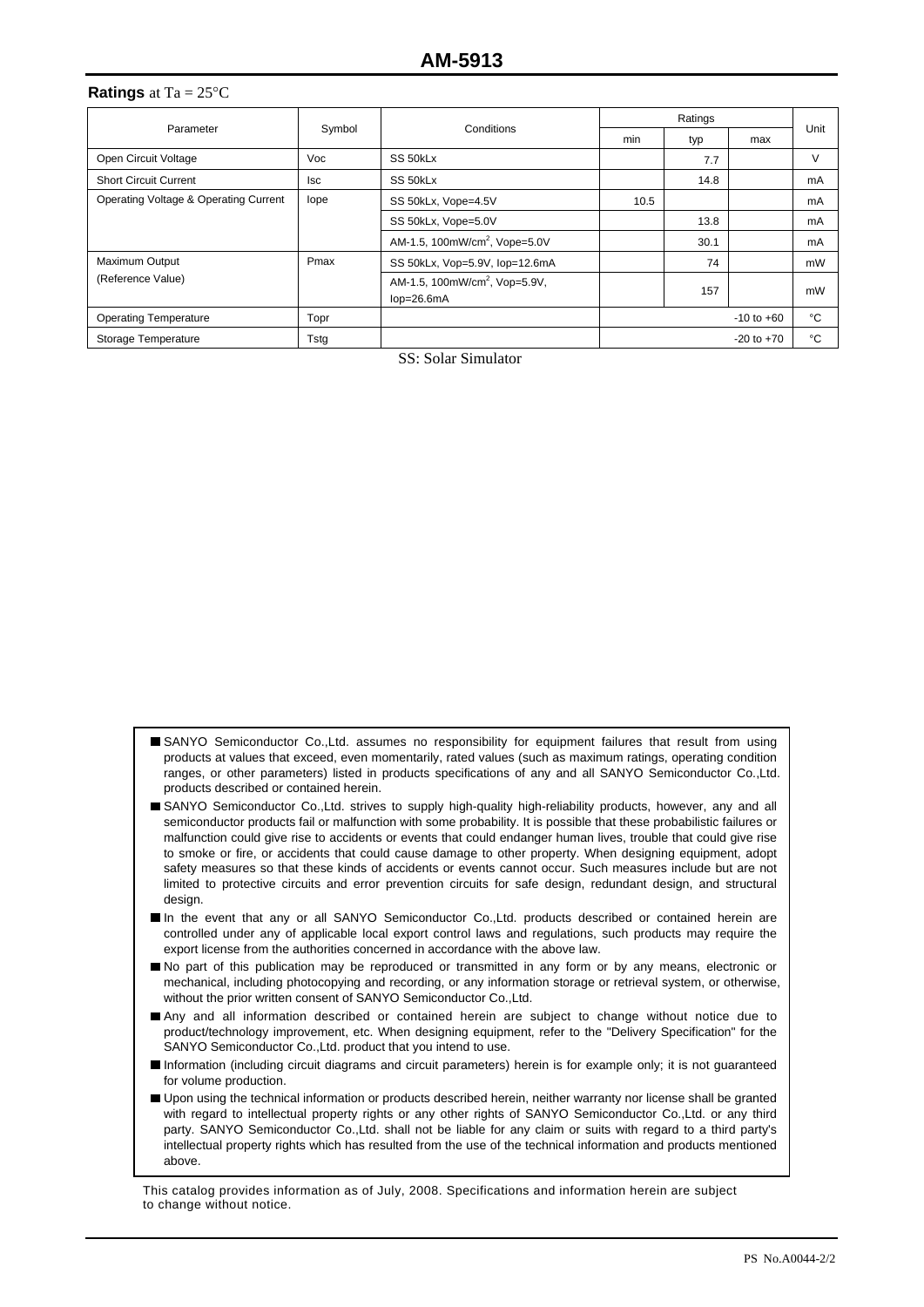# AM-5913

**Ratings** at Ta = 25°C

| Parameter | Symbol | Conditions | Ratings | | | Unit |
|---|---|---|---|---|---|---|
| | | | min | typ | max | |
| Open Circuit Voltage | Voc | SS 50kLx | | 7.7 | | V |
| Short Circuit Current | Isc | SS 50kLx | | 14.8 | | mA |
| Operating Voltage & Operating Current | Iope | SS 50kLx, Vope=4.5V | 10.5 | | | mA |
| | | SS 50kLx, Vope=5.0V | | 13.8 | | mA |
| | | AM-1.5, 100mW/cm$^2$, Vope=5.0V | | 30.1 | | mA |
| Maximum Output (Reference Value) | Pmax | SS 50kLx, Vop=5.9V, Iop=12.6mA | | 74 | | mW |
| | | AM-1.5, 100mW/cm$^2$, Vop=5.9V, Iop=26.6mA | | 157 | | mW |
| Operating Temperature | Topr | | | | -10 to +60 | °C |
| Storage Temperature | Tstg | | | | -20 to +70 | °C |

SS: Solar Simulator

- SANYO Semiconductor Co.,Ltd. assumes no responsibility for equipment failures that result from using products at values that exceed, even momentarily, rated values (such as maximum ratings, operating condition ranges, or other parameters) listed in products specifications of any and all SANYO Semiconductor Co.,Ltd. products described or contained herein.
- SANYO Semiconductor Co.,Ltd. strives to supply high-quality high-reliability products, however, any and all semiconductor products fail or malfunction with some probability. It is possible that these probabilistic failures or malfunction could give rise to accidents or events that could endanger human lives, trouble that could give rise to smoke or fire, or accidents that could cause damage to other property. When designing equipment, adopt safety measures so that these kinds of accidents or events cannot occur. Such measures include but are not limited to protective circuits and error prevention circuits for safe design, redundant design, and structural design.
- In the event that any or all SANYO Semiconductor Co.,Ltd. products described or contained herein are controlled under any of applicable local export control laws and regulations, such products may require the export license from the authorities concerned in accordance with the above law.
- No part of this publication may be reproduced or transmitted in any form or by any means, electronic or mechanical, including photocopying and recording, or any information storage or retrieval system, or otherwise, without the prior written consent of SANYO Semiconductor Co.,Ltd.
- Any and all information described or contained herein are subject to change without notice due to product/technology improvement, etc. When designing equipment, refer to the "Delivery Specification" for the SANYO Semiconductor Co.,Ltd. product that you intend to use.
- Information (including circuit diagrams and circuit parameters) herein is for example only; it is not guaranteed for volume production.
- Upon using the technical information or products described herein, neither warranty nor license shall be granted with regard to intellectual property rights or any other rights of SANYO Semiconductor Co.,Ltd. or any third party. SANYO Semiconductor Co.,Ltd. shall not be liable for any claim or suits with regard to a third party's intellectual property rights which has resulted from the use of the technical information and products mentioned above.

This catalog provides information as of July, 2008. Specifications and information herein are subject to change without notice.